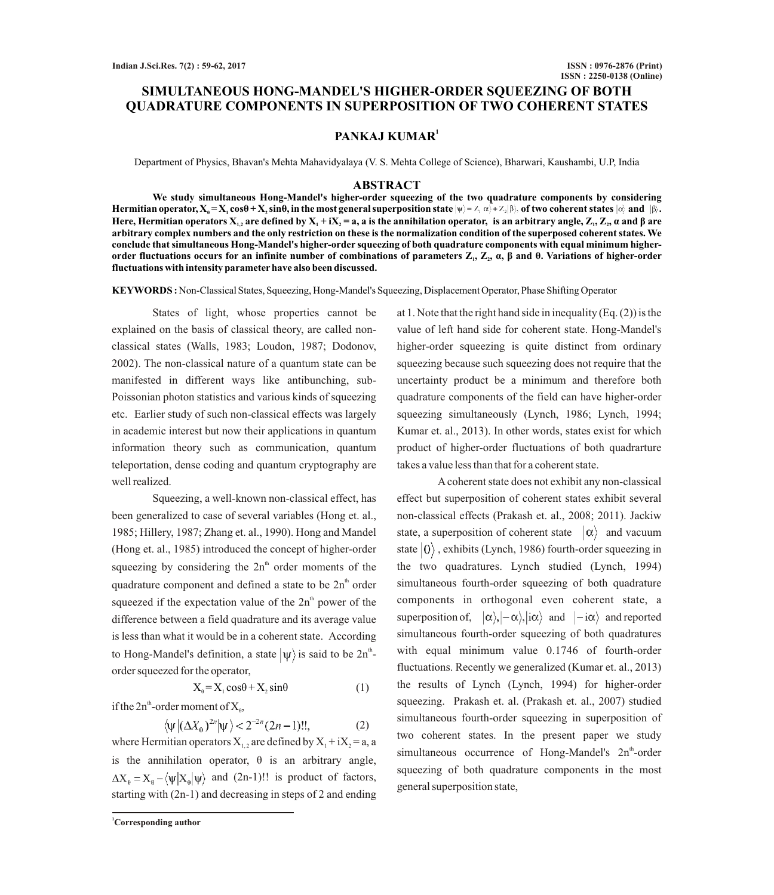# SIMULTANEOUS HONG-MANDEL'S HIGHER-ORDER SQUEEZING OF BOTH QUADRATURE COMPONENTS IN SUPERPOSITION OF TWO COHERENT STATES

**PANKAJ KUMAR[1]**

Department of Physics, Bhavan's Mehta Mahavidyalaya (V. S. Mehta College of Science), Bharwari, Kaushambi, U.P, India

## ABSTRACT

**We study simultaneous Hong-Mandel's higher-order squeezing of the two quadrature components by considering Hermitian operator, $X_\theta = X_1 \cos\theta + X_2 \sin\theta$, in the most general superposition state $|\psi\rangle = Z_1|\alpha\rangle + Z_2|\beta\rangle$, of two coherent states $|\alpha\rangle$ and $|\beta\rangle$. Here, Hermitian operators $X_{1,2}$ are defined by $X_1 + iX_2 = a$, a is the annihilation operator, is an arbitrary angle, $Z_1$, $Z_2$, α and β are arbitrary complex numbers and the only restriction on these is the normalization condition of the superposed coherent states. We conclude that simultaneous Hong-Mandel's higher-order squeezing of both quadrature components with equal minimum higher-order fluctuations occurs for an infinite number of combinations of parameters $Z_1$, $Z_2$, α, β and θ. Variations of higher-order fluctuations with intensity parameter have also been discussed.**

**KEYWORDS :** Non-Classical States, Squeezing, Hong-Mandel's Squeezing, Displacement Operator, Phase Shifting Operator

States of light, whose properties cannot be explained on the basis of classical theory, are called non-classical states (Walls, 1983; Loudon, 1987; Dodonov, 2002). The non-classical nature of a quantum state can be manifested in different ways like antibunching, sub-Poissonian photon statistics and various kinds of squeezing etc. Earlier study of such non-classical effects was largely in academic interest but now their applications in quantum information theory such as communication, quantum teleportation, dense coding and quantum cryptography are well realized.

Squeezing, a well-known non-classical effect, has been generalized to case of several variables (Hong et. al., 1985; Hillery, 1987; Zhang et. al., 1990). Hong and Mandel (Hong et. al., 1985) introduced the concept of higher-order squeezing by considering the $2n^{th}$ order moments of the quadrature component and defined a state to be $2n^{th}$ order squeezed if the expectation value of the $2n^{th}$ power of the difference between a field quadrature and its average value is less than what it would be in a coherent state. According to Hong-Mandel's definition, a state $|\psi\rangle$ is said to be $2n^{th}$-order squeezed for the operator,

$$X_\theta = X_1 \cos\theta + X_2 \sin\theta \tag{1}$$

if the $2n^{th}$-order moment of $X_\theta$,

$$\langle\psi|(\Delta X_\theta)^{2n}|\psi\rangle < 2^{-2n}(2n-1)!!, \tag{2}$$

where Hermitian operators $X_{1,2}$ are defined by $X_1 + iX_2 = a$, a is the annihilation operator, θ is an arbitrary angle, $\Delta X_\theta = X_\theta - \langle\psi|X_\theta|\psi\rangle$ and (2n-1)!! is product of factors, starting with (2n-1) and decreasing in steps of 2 and ending at 1. Note that the right hand side in inequality (Eq. (2)) is the value of left hand side for coherent state. Hong-Mandel's higher-order squeezing is quite distinct from ordinary squeezing because such squeezing does not require that the uncertainty product be a minimum and therefore both quadrature components of the field can have higher-order squeezing simultaneously (Lynch, 1986; Lynch, 1994; Kumar et. al., 2013). In other words, states exist for which product of higher-order fluctuations of both quadrarture takes a value less than that for a coherent state.

A coherent state does not exhibit any non-classical effect but superposition of coherent states exhibit several non-classical effects (Prakash et. al., 2008; 2011). Jackiw state, a superposition of coherent state $|\alpha\rangle$ and vacuum state $|0\rangle$, exhibits (Lynch, 1986) fourth-order squeezing in the two quadratures. Lynch studied (Lynch, 1994) simultaneous fourth-order squeezing of both quadrature components in orthogonal even coherent state, a superposition of, $|\alpha\rangle, |-\alpha\rangle, |i\alpha\rangle$ and $|-i\alpha\rangle$ and reported simultaneous fourth-order squeezing of both quadratures with equal minimum value 0.1746 of fourth-order fluctuations. Recently we generalized (Kumar et. al., 2013) the results of Lynch (Lynch, 1994) for higher-order squeezing. Prakash et. al. (Prakash et. al., 2007) studied simultaneous fourth-order squeezing in superposition of two coherent states. In the present paper we study simultaneous occurrence of Hong-Mandel's $2n^{th}$-order squeezing of both quadrature components in the most general superposition state,

[1]Corresponding author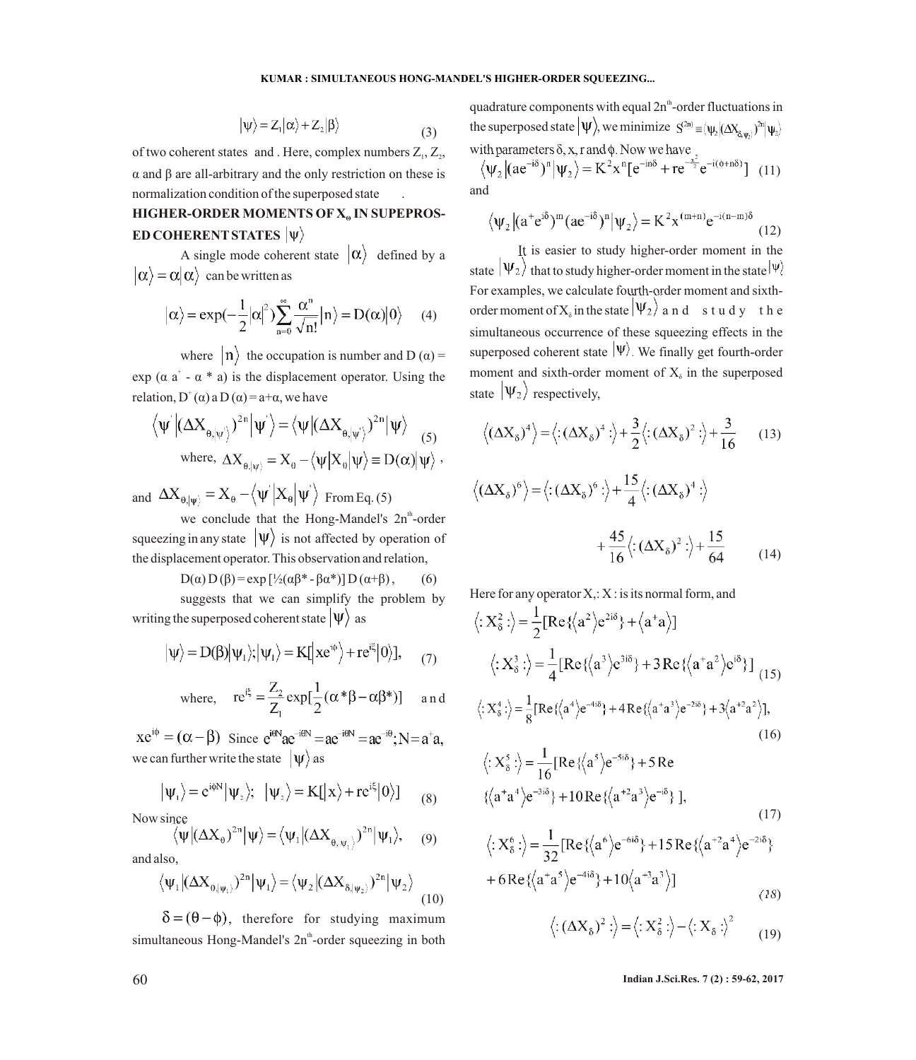$$|\psi\rangle = Z_1|\alpha\rangle + Z_2|\beta\rangle \tag{3}$$

of two coherent states and . Here, complex numbers $Z_1$, $Z_2$, $\alpha$ and $\beta$ are all-arbitrary and the only restriction on these is normalization condition of the superposed state .

## HIGHER-ORDER MOMENTS OF $X_\theta$ IN SUPEPROSED COHERENT STATES $|\psi\rangle$

A single mode coherent state $|\alpha\rangle$ defined by a $|\alpha\rangle = \alpha|\alpha\rangle$ can be written as

$$|\alpha\rangle = \exp(-\frac{1}{2}|\alpha|^2)\sum_{n=0}^{\infty}\frac{\alpha^n}{\sqrt{n!}}|n\rangle = D(\alpha)|0\rangle \tag{4}$$

where $|n\rangle$ the occupation is number and $D(\alpha) = \exp(\alpha a^+ - \alpha^* a)$ is the displacement operator. Using the relation, $D^+(\alpha)\, a\, D(\alpha) = a+\alpha$, we have

$$\langle\psi'|(\Delta X_{\theta,|\psi'\rangle})^{2n}|\psi'\rangle = \langle\psi|(\Delta X_{\theta,|\psi'\rangle})^{2n}|\psi\rangle \tag{5}$$

where, $\Delta X_{\theta,|\psi\rangle} = X_\theta - \langle\psi|X_\theta|\psi\rangle \equiv D(\alpha)|\psi\rangle$,

and $\Delta X_{\theta,|\psi'\rangle} = X_\theta - \langle\psi'|X_\theta|\psi'\rangle$ From Eq. (5)

we conclude that the Hong-Mandel's $2n^{th}$-order squeezing in any state $|\psi\rangle$ is not affected by operation of the displacement operator. This observation and relation,

$$D(\alpha)\, D(\beta) = \exp[\tfrac{1}{2}(\alpha\beta^* - \beta\alpha^*)]\, D(\alpha+\beta), \tag{6}$$

suggests that we can simplify the problem by writing the superposed coherent state $|\psi\rangle$ as

$$|\psi\rangle = D(\beta)|\psi_1\rangle; |\psi_1\rangle = K[|xe^{i\phi}\rangle + re^{i\xi}|0\rangle], \tag{7}$$

where, $re^{i\xi} = \dfrac{Z_2}{Z_1}\exp[\frac{1}{2}(\alpha^*\beta - \alpha\beta^*)]$ and

$xe^{i\phi} = (\alpha - \beta)$ Since $e^{i\theta N} a e^{-i\theta N} = a e^{-i\theta N} = a e^{-i\theta}; N = a^+ a$, we can further write the state $|\psi\rangle$ as

$$|\psi_1\rangle = e^{i\phi N}|\psi_2\rangle; \quad |\psi_2\rangle = K[|x\rangle + re^{i\xi}|0\rangle] \tag{8}$$

Now since

$$\langle\psi|(\Delta X_\theta)^{2n}|\psi\rangle = \langle\psi_1|(\Delta X_{\theta,|\psi_1\rangle})^{2n}|\psi_1\rangle, \tag{9}$$

and also,

$$\langle\psi_1|(\Delta X_{\theta,|\psi_1\rangle})^{2n}|\psi_1\rangle = \langle\psi_2|(\Delta X_{\delta,|\psi_2\rangle})^{2n}|\psi_2\rangle \tag{10}$$

$\delta = (\theta - \phi)$, therefore for studying maximum simultaneous Hong-Mandel's $2n^{th}$-order squeezing in both quadrature components with equal $2n^{th}$-order fluctuations in the superposed state $|\psi\rangle$, we minimize $S^{(2n)} \equiv \langle\psi_2|(\Delta X_{\delta,\psi_2})^{2n}|\psi_2\rangle$ with parameters $\delta$, x, r and $\phi$. Now we have

$$\langle\psi_2|(ae^{-i\delta})^n|\psi_2\rangle = K^2 x^n[e^{-in\delta} + re^{-\frac{x^2}{2}}e^{-i(\phi+n\delta)}] \tag{11}$$

and

$$\langle\psi_2|(a^+e^{i\delta})^m(ae^{-i\delta})^n|\psi_2\rangle = K^2 x^{(m+n)}e^{-i(n-m)\delta} \tag{12}$$

It is easier to study higher-order moment in the state $|\psi_2\rangle$ that to study higher-order moment in the state $|\psi\rangle$. For examples, we calculate fourth-order moment and sixth-order moment of $X_\delta$ in the state $|\psi_2\rangle$ and study the simultaneous occurrence of these squeezing effects in the superposed coherent state $|\psi\rangle$. We finally get fourth-order moment and sixth-order moment of $X_\delta$ in the superposed state $|\psi_2\rangle$ respectively,

$$\langle(\Delta X_\delta)^4\rangle = \langle:(\Delta X_\delta)^4:\rangle + \frac{3}{2}\langle:(\Delta X_\delta)^2:\rangle + \frac{3}{16} \tag{13}$$

$$\langle(\Delta X_\delta)^6\rangle = \langle:(\Delta X_\delta)^6:\rangle + \frac{15}{4}\langle:(\Delta X_\delta)^4:\rangle + \frac{45}{16}\langle:(\Delta X_\delta)^2:\rangle + \frac{15}{64} \tag{14}$$

Here for any operator X, : X : is its normal form, and

$$\langle:X_\delta^2:\rangle = \frac{1}{2}[\mathrm{Re}\{\langle a^2\rangle e^{2i\delta}\} + \langle a^+a\rangle]$$

$$\langle:X_\delta^3:\rangle = \frac{1}{4}[\mathrm{Re}\{\langle a^3\rangle e^{3i\delta}\} + 3\,\mathrm{Re}\{\langle a^+a^2\rangle e^{i\delta}\}] \tag{15}$$

$$\langle:X_\delta^4:\rangle = \frac{1}{8}[\mathrm{Re}\{\langle a^4\rangle e^{-4i\delta}\} + 4\,\mathrm{Re}\{\langle a^+a^3\rangle e^{-2i\delta}\} + 3\langle a^{+2}a^2\rangle], \tag{16}$$

$$\langle:X_\delta^5:\rangle = \frac{1}{16}[\mathrm{Re}\{\langle a^5\rangle e^{-5i\delta}\} + 5\,\mathrm{Re}\{\langle a^+a^4\rangle e^{-3i\delta}\} + 10\,\mathrm{Re}\{\langle a^{+2}a^3\rangle e^{-i\delta}\}], \tag{17}$$

$$\langle:X_\delta^6:\rangle = \frac{1}{32}[\mathrm{Re}\{\langle a^6\rangle e^{-6i\delta}\} + 15\,\mathrm{Re}\{\langle a^{+2}a^4\rangle e^{-2i\delta}\} + 6\,\mathrm{Re}\{\langle a^+a^5\rangle e^{-4i\delta}\} + 10\langle a^{+3}a^3\rangle] \tag{18}$$

$$\langle:(\Delta X_\delta)^2:\rangle = \langle:X_\delta^2:\rangle - \langle:X_\delta:\rangle^2 \tag{19}$$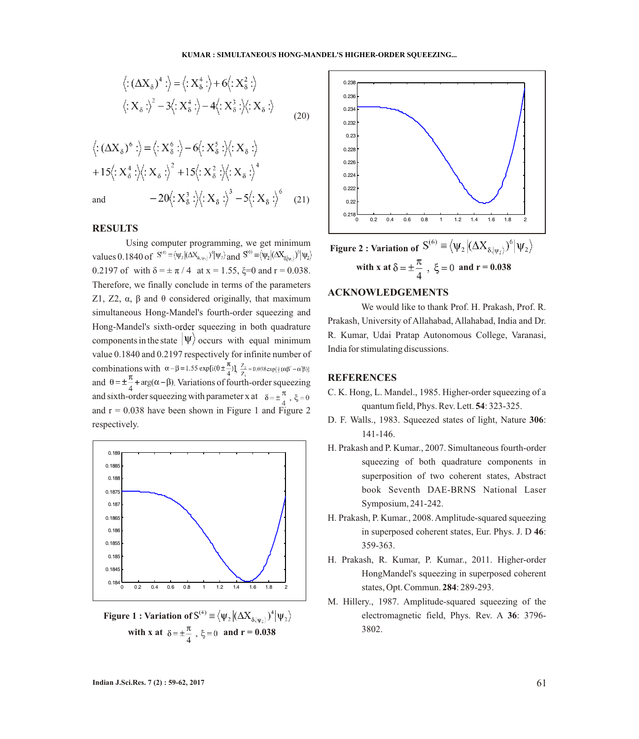$$\langle :(\Delta X_\delta)^4 :\rangle = \langle : X_\delta^4 :\rangle + 6\langle : X_\delta^2 :\rangle$$
$$\langle : X_\delta :\rangle^2 - 3\langle : X_\delta^4 :\rangle - 4\langle : X_\delta^3 :\rangle\langle : X_\delta :\rangle \tag{20}$$

$$\langle :(\Delta X_\delta)^6 :\rangle = \langle : X_\delta^6 :\rangle - 6\langle : X_\delta^5 :\rangle\langle : X_\delta :\rangle$$
$$+15\langle : X_\delta^4 :\rangle\langle : X_\delta :\rangle^2 + 15\langle : X_\delta^2 :\rangle\langle : X_\delta :\rangle^4$$

and
$$-20\langle : X_\delta^3 :\rangle\langle : X_\delta :\rangle^3 - 5\langle : X_\delta :\rangle^6 \tag{21}$$

## RESULTS

Using computer programming, we get minimum values 0.1840 of $S^{(4)} \equiv \langle \psi_2 | (\Delta X_{\delta,|\psi_2\rangle})^4 | \psi_2 \rangle$ and $S^{(6)} \equiv \langle \psi_2 | (\Delta X_{\delta|\psi_2\rangle})^6 | \psi_2 \rangle$ 0.2197 of with $\delta = \pm \pi / 4$ at x = 1.55, $\xi$=0 and r = 0.038. Therefore, we finally conclude in terms of the parameters Z1, Z2, $\alpha$, $\beta$ and $\theta$ considered originally, that maximum simultaneous Hong-Mandel's fourth-order squeezing and Hong-Mandel's sixth-order squeezing in both quadrature components in the state $|\psi\rangle$ occurs with equal minimum value 0.1840 and 0.2197 respectively for infinite number of combinations with $\alpha - \beta = 1.55 \exp[i(\theta \pm \frac{\pi}{4})]$, $\frac{Z_2}{Z_1} = 0.038 \exp[\frac{1}{2}(\alpha\beta^* - \alpha^*\beta)]$ and $\theta = \pm\frac{\pi}{4} + \arg(\alpha - \beta)$. Variations of fourth-order squeezing and sixth-order squeezing with parameter x at $\delta = \pm\frac{\pi}{4}$, $\xi = 0$ and r = 0.038 have been shown in Figure 1 and Figure 2 respectively.

**Figure 1 : Variation of** $S^{(4)} \equiv \langle \psi_2 | (\Delta X_{\delta,|\psi_2\rangle})^4 | \psi_2 \rangle$ **with x at** $\delta = \pm\frac{\pi}{4}$, $\xi = 0$ **and r = 0.038**

**Figure 2 : Variation of** $S^{(6)} \equiv \langle \psi_2 | (\Delta X_{\delta,|\psi_2\rangle})^6 | \psi_2 \rangle$ **with x at** $\delta = \pm\frac{\pi}{4}$, $\xi = 0$ **and r = 0.038**

## ACKNOWLEDGEMENTS

We would like to thank Prof. H. Prakash, Prof. R. Prakash, University of Allahabad, Allahabad, India and Dr. R. Kumar, Udai Pratap Autonomous College, Varanasi, India for stimulating discussions.

## REFERENCES

C. K. Hong, L. Mandel., 1985. Higher-order squeezing of a quantum field, Phys. Rev. Lett. **54**: 323-325.

D. F. Walls., 1983. Squeezed states of light, Nature **306**: 141-146.

H. Prakash and P. Kumar., 2007. Simultaneous fourth-order squeezing of both quadrature components in superposition of two coherent states, Abstract book Seventh DAE-BRNS National Laser Symposium, 241-242.

H. Prakash, P. Kumar., 2008. Amplitude-squared squeezing in superposed coherent states, Eur. Phys. J. D **46**: 359-363.

H. Prakash, R. Kumar, P. Kumar., 2011. Higher-order HongMandel's squeezing in superposed coherent states, Opt. Commun. **284**: 289-293.

M. Hillery., 1987. Amplitude-squared squeezing of the electromagnetic field, Phys. Rev. A **36**: 3796-3802.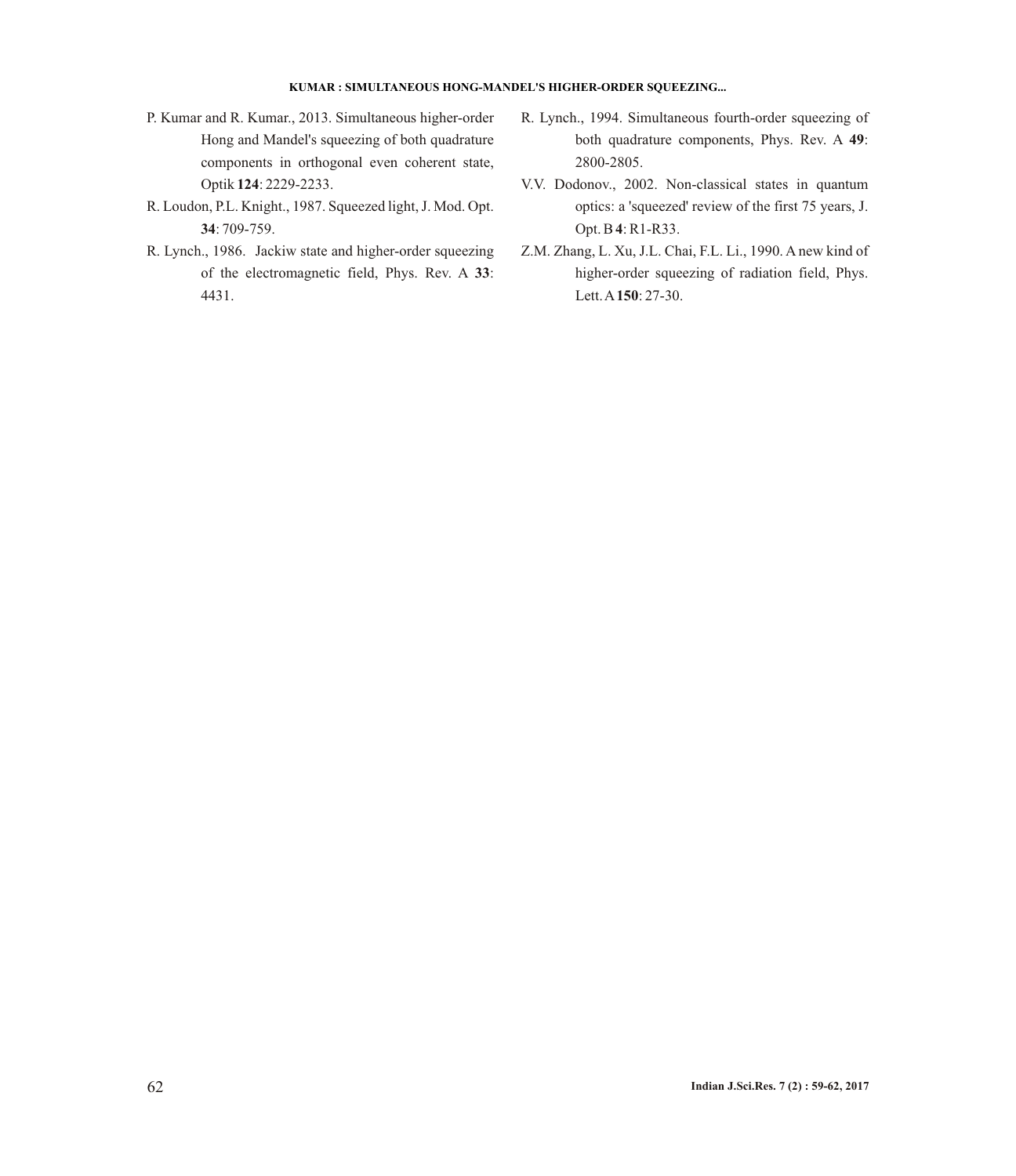P. Kumar and R. Kumar., 2013. Simultaneous higher-order Hong and Mandel's squeezing of both quadrature components in orthogonal even coherent state, Optik **124**: 2229-2233.

R. Loudon, P.L. Knight., 1987. Squeezed light, J. Mod. Opt. **34**: 709-759.

R. Lynch., 1986. Jackiw state and higher-order squeezing of the electromagnetic field, Phys. Rev. A **33**: 4431.

R. Lynch., 1994. Simultaneous fourth-order squeezing of both quadrature components, Phys. Rev. A **49**: 2800-2805.

V.V. Dodonov., 2002. Non-classical states in quantum optics: a 'squeezed' review of the first 75 years, J. Opt. B **4**: R1-R33.

Z.M. Zhang, L. Xu, J.L. Chai, F.L. Li., 1990. A new kind of higher-order squeezing of radiation field, Phys. Lett. A **150**: 27-30.